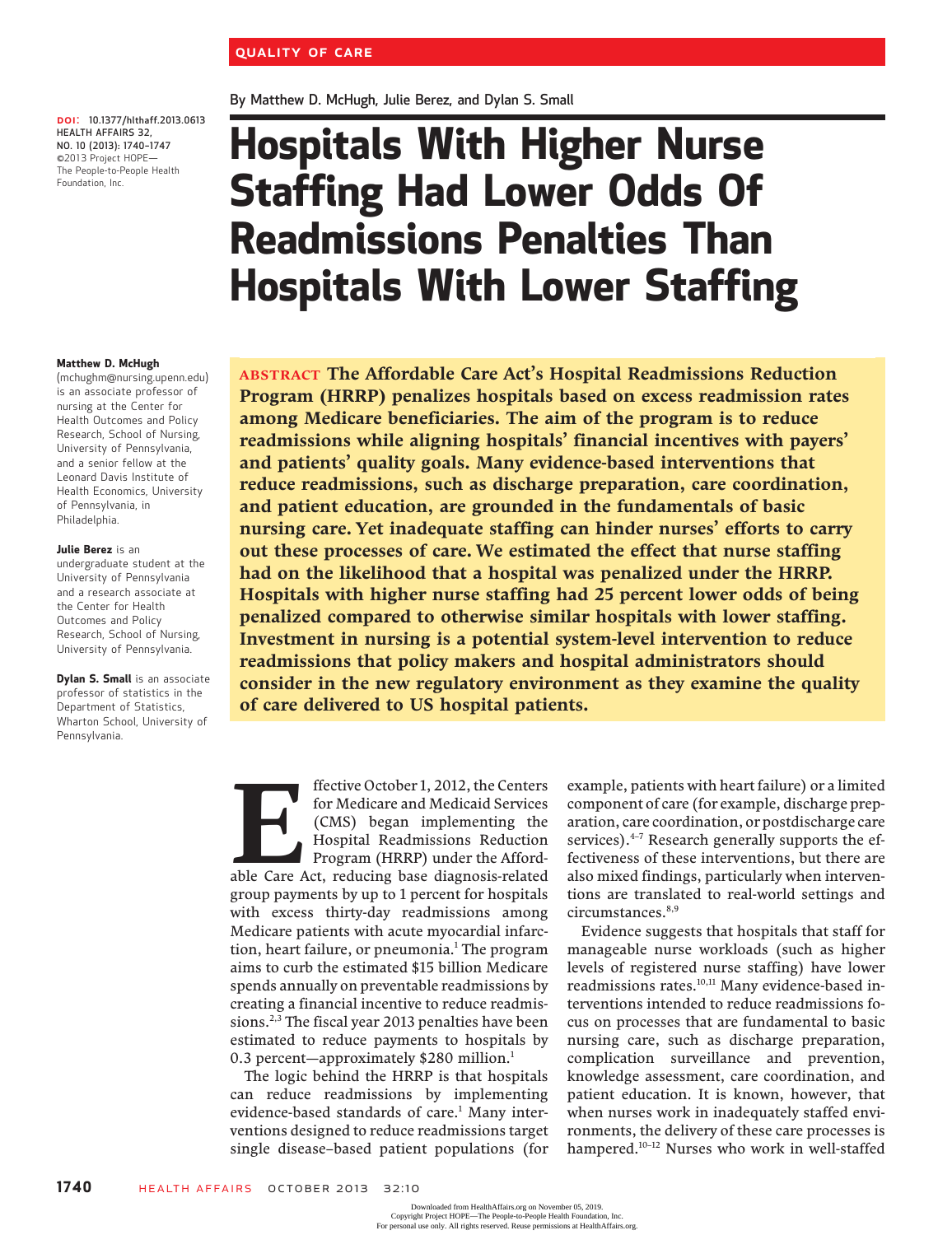QUALITY OF CARE

By Matthew D. McHugh, Julie Berez, and Dylan S. Small

DOI: 10.1377/hlthaff.2013.0613
HEALTH AFFAIRS 32, NO. 10 (2013): 1740–1747
©2013 Project HOPE—The People-to-People Health Foundation, Inc.

# Hospitals With Higher Nurse Staffing Had Lower Odds Of Readmissions Penalties Than Hospitals With Lower Staffing

**Matthew D. McHugh** (mchughm@nursing.upenn.edu) is an associate professor of nursing at the Center for Health Outcomes and Policy Research, School of Nursing, University of Pennsylvania, and a senior fellow at the Leonard Davis Institute of Health Economics, University of Pennsylvania, in Philadelphia.

**Julie Berez** is an undergraduate student at the University of Pennsylvania and a research associate at the Center for Health Outcomes and Policy Research, School of Nursing, University of Pennsylvania.

**Dylan S. Small** is an associate professor of statistics in the Department of Statistics, Wharton School, University of Pennsylvania.

**ABSTRACT The Affordable Care Act's Hospital Readmissions Reduction Program (HRRP) penalizes hospitals based on excess readmission rates among Medicare beneficiaries. The aim of the program is to reduce readmissions while aligning hospitals' financial incentives with payers' and patients' quality goals. Many evidence-based interventions that reduce readmissions, such as discharge preparation, care coordination, and patient education, are grounded in the fundamentals of basic nursing care. Yet inadequate staffing can hinder nurses' efforts to carry out these processes of care. We estimated the effect that nurse staffing had on the likelihood that a hospital was penalized under the HRRP. Hospitals with higher nurse staffing had 25 percent lower odds of being penalized compared to otherwise similar hospitals with lower staffing. Investment in nursing is a potential system-level intervention to reduce readmissions that policy makers and hospital administrators should consider in the new regulatory environment as they examine the quality of care delivered to US hospital patients.**

Effective October 1, 2012, the Centers for Medicare and Medicaid Services (CMS) began implementing the Hospital Readmissions Reduction Program (HRRP) under the Affordable Care Act, reducing base diagnosis-related group payments by up to 1 percent for hospitals with excess thirty-day readmissions among Medicare patients with acute myocardial infarction, heart failure, or pneumonia.[1] The program aims to curb the estimated $15 billion Medicare spends annually on preventable readmissions by creating a financial incentive to reduce readmissions.[2,3] The fiscal year 2013 penalties have been estimated to reduce payments to hospitals by 0.3 percent—approximately $280 million.[1]

The logic behind the HRRP is that hospitals can reduce readmissions by implementing evidence-based standards of care.[1] Many interventions designed to reduce readmissions target single disease–based patient populations (for example, patients with heart failure) or a limited component of care (for example, discharge preparation, care coordination, or postdischarge care services).[4–7] Research generally supports the effectiveness of these interventions, but there are also mixed findings, particularly when interventions are translated to real-world settings and circumstances.[8,9]

Evidence suggests that hospitals that staff for manageable nurse workloads (such as higher levels of registered nurse staffing) have lower readmissions rates.[10,11] Many evidence-based interventions intended to reduce readmissions focus on processes that are fundamental to basic nursing care, such as discharge preparation, complication surveillance and prevention, knowledge assessment, care coordination, and patient education. It is known, however, that when nurses work in inadequately staffed environments, the delivery of these care processes is hampered.[10–12] Nurses who work in well-staffed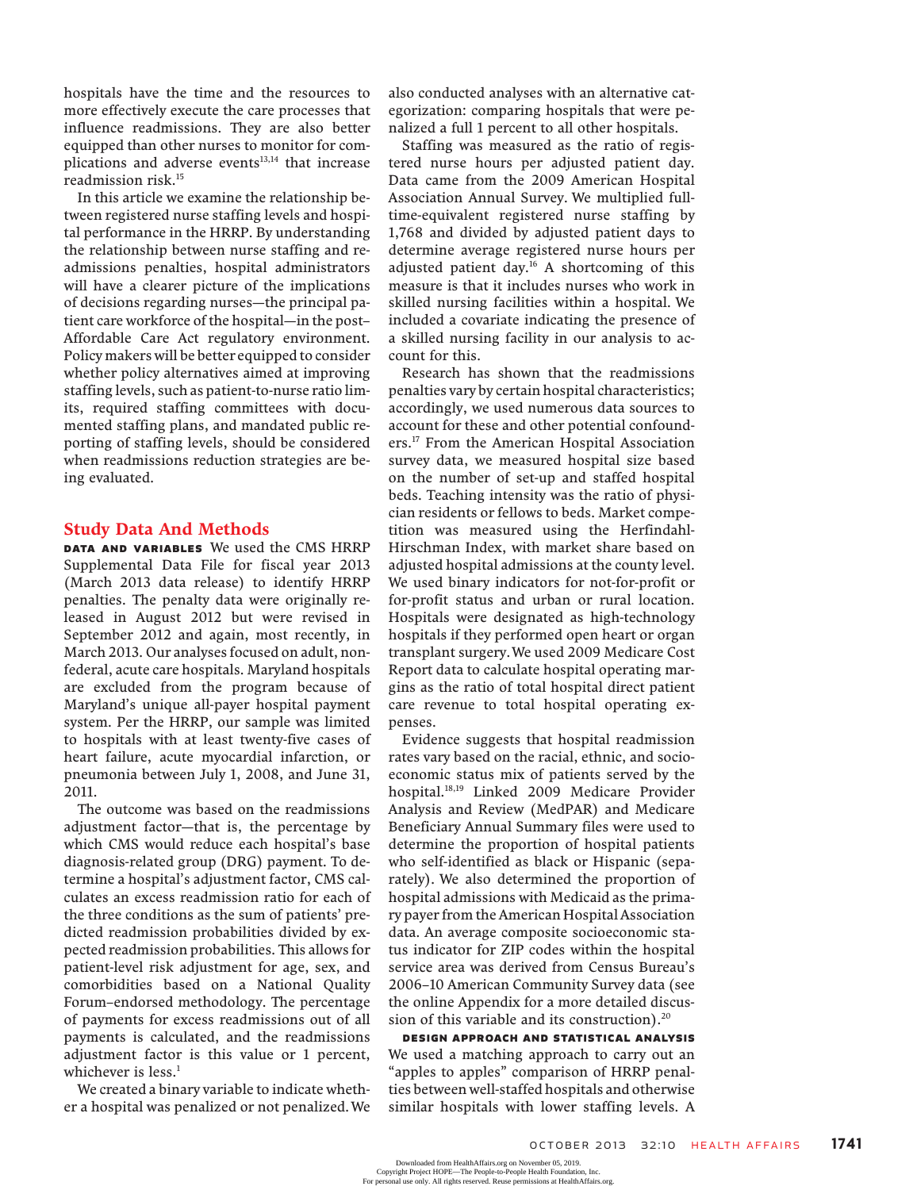hospitals have the time and the resources to more effectively execute the care processes that influence readmissions. They are also better equipped than other nurses to monitor for complications and adverse events[13,14] that increase readmission risk.[15]

In this article we examine the relationship between registered nurse staffing levels and hospital performance in the HRRP. By understanding the relationship between nurse staffing and readmissions penalties, hospital administrators will have a clearer picture of the implications of decisions regarding nurses—the principal patient care workforce of the hospital—in the post–Affordable Care Act regulatory environment. Policy makers will be better equipped to consider whether policy alternatives aimed at improving staffing levels, such as patient-to-nurse ratio limits, required staffing committees with documented staffing plans, and mandated public reporting of staffing levels, should be considered when readmissions reduction strategies are being evaluated.

## Study Data And Methods

**DATA AND VARIABLES** We used the CMS HRRP Supplemental Data File for fiscal year 2013 (March 2013 data release) to identify HRRP penalties. The penalty data were originally released in August 2012 but were revised in September 2012 and again, most recently, in March 2013. Our analyses focused on adult, nonfederal, acute care hospitals. Maryland hospitals are excluded from the program because of Maryland's unique all-payer hospital payment system. Per the HRRP, our sample was limited to hospitals with at least twenty-five cases of heart failure, acute myocardial infarction, or pneumonia between July 1, 2008, and June 31, 2011.

The outcome was based on the readmissions adjustment factor—that is, the percentage by which CMS would reduce each hospital's base diagnosis-related group (DRG) payment. To determine a hospital's adjustment factor, CMS calculates an excess readmission ratio for each of the three conditions as the sum of patients' predicted readmission probabilities divided by expected readmission probabilities. This allows for patient-level risk adjustment for age, sex, and comorbidities based on a National Quality Forum–endorsed methodology. The percentage of payments for excess readmissions out of all payments is calculated, and the readmissions adjustment factor is this value or 1 percent, whichever is less.[1]

We created a binary variable to indicate whether a hospital was penalized or not penalized. We also conducted analyses with an alternative categorization: comparing hospitals that were penalized a full 1 percent to all other hospitals.

Staffing was measured as the ratio of registered nurse hours per adjusted patient day. Data came from the 2009 American Hospital Association Annual Survey. We multiplied full-time-equivalent registered nurse staffing by 1,768 and divided by adjusted patient days to determine average registered nurse hours per adjusted patient day.[16] A shortcoming of this measure is that it includes nurses who work in skilled nursing facilities within a hospital. We included a covariate indicating the presence of a skilled nursing facility in our analysis to account for this.

Research has shown that the readmissions penalties vary by certain hospital characteristics; accordingly, we used numerous data sources to account for these and other potential confounders.[17] From the American Hospital Association survey data, we measured hospital size based on the number of set-up and staffed hospital beds. Teaching intensity was the ratio of physician residents or fellows to beds. Market competition was measured using the Herfindahl-Hirschman Index, with market share based on adjusted hospital admissions at the county level. We used binary indicators for not-for-profit or for-profit status and urban or rural location. Hospitals were designated as high-technology hospitals if they performed open heart or organ transplant surgery. We used 2009 Medicare Cost Report data to calculate hospital operating margins as the ratio of total hospital direct patient care revenue to total hospital operating expenses.

Evidence suggests that hospital readmission rates vary based on the racial, ethnic, and socioeconomic status mix of patients served by the hospital.[18,19] Linked 2009 Medicare Provider Analysis and Review (MedPAR) and Medicare Beneficiary Annual Summary files were used to determine the proportion of hospital patients who self-identified as black or Hispanic (separately). We also determined the proportion of hospital admissions with Medicaid as the primary payer from the American Hospital Association data. An average composite socioeconomic status indicator for ZIP codes within the hospital service area was derived from Census Bureau's 2006–10 American Community Survey data (see the online Appendix for a more detailed discussion of this variable and its construction).[20]

**DESIGN APPROACH AND STATISTICAL ANALYSIS** We used a matching approach to carry out an "apples to apples" comparison of HRRP penalties between well-staffed hospitals and otherwise similar hospitals with lower staffing levels. A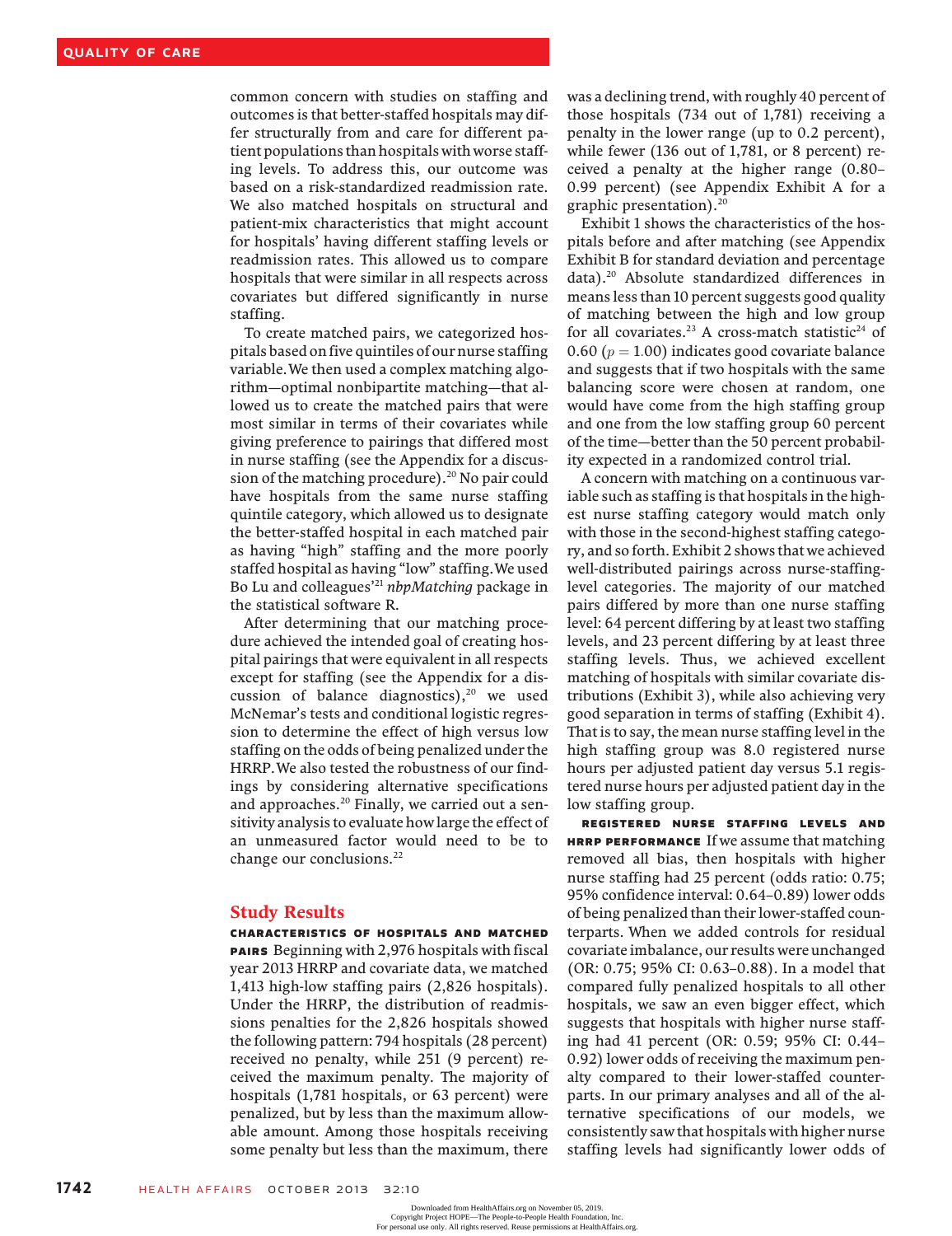common concern with studies on staffing and outcomes is that better-staffed hospitals may differ structurally from and care for different patient populations than hospitals with worse staffing levels. To address this, our outcome was based on a risk-standardized readmission rate. We also matched hospitals on structural and patient-mix characteristics that might account for hospitals' having different staffing levels or readmission rates. This allowed us to compare hospitals that were similar in all respects across covariates but differed significantly in nurse staffing.

To create matched pairs, we categorized hospitals based on five quintiles of our nurse staffing variable. We then used a complex matching algorithm—optimal nonbipartite matching—that allowed us to create the matched pairs that were most similar in terms of their covariates while giving preference to pairings that differed most in nurse staffing (see the Appendix for a discussion of the matching procedure).[20] No pair could have hospitals from the same nurse staffing quintile category, which allowed us to designate the better-staffed hospital in each matched pair as having "high" staffing and the more poorly staffed hospital as having "low" staffing. We used Bo Lu and colleagues'[21] *nbpMatching* package in the statistical software R.

After determining that our matching procedure achieved the intended goal of creating hospital pairings that were equivalent in all respects except for staffing (see the Appendix for a discussion of balance diagnostics),[20] we used McNemar's tests and conditional logistic regression to determine the effect of high versus low staffing on the odds of being penalized under the HRRP. We also tested the robustness of our findings by considering alternative specifications and approaches.[20] Finally, we carried out a sensitivity analysis to evaluate how large the effect of an unmeasured factor would need to be to change our conclusions.[22]

## Study Results

**CHARACTERISTICS OF HOSPITALS AND MATCHED PAIRS** Beginning with 2,976 hospitals with fiscal year 2013 HRRP and covariate data, we matched 1,413 high-low staffing pairs (2,826 hospitals). Under the HRRP, the distribution of readmissions penalties for the 2,826 hospitals showed the following pattern: 794 hospitals (28 percent) received no penalty, while 251 (9 percent) received the maximum penalty. The majority of hospitals (1,781 hospitals, or 63 percent) were penalized, but by less than the maximum allowable amount. Among those hospitals receiving some penalty but less than the maximum, there was a declining trend, with roughly 40 percent of those hospitals (734 out of 1,781) receiving a penalty in the lower range (up to 0.2 percent), while fewer (136 out of 1,781, or 8 percent) received a penalty at the higher range (0.80–0.99 percent) (see Appendix Exhibit A for a graphic presentation).[20]

Exhibit 1 shows the characteristics of the hospitals before and after matching (see Appendix Exhibit B for standard deviation and percentage data).[20] Absolute standardized differences in means less than 10 percent suggests good quality of matching between the high and low group for all covariates.[23] A cross-match statistic[24] of 0.60 ($p = 1.00$) indicates good covariate balance and suggests that if two hospitals with the same balancing score were chosen at random, one would have come from the high staffing group and one from the low staffing group 60 percent of the time—better than the 50 percent probability expected in a randomized control trial.

A concern with matching on a continuous variable such as staffing is that hospitals in the highest nurse staffing category would match only with those in the second-highest staffing category, and so forth. Exhibit 2 shows that we achieved well-distributed pairings across nurse-staffing-level categories. The majority of our matched pairs differed by more than one nurse staffing level: 64 percent differing by at least two staffing levels, and 23 percent differing by at least three staffing levels. Thus, we achieved excellent matching of hospitals with similar covariate distributions (Exhibit 3), while also achieving very good separation in terms of staffing (Exhibit 4). That is to say, the mean nurse staffing level in the high staffing group was 8.0 registered nurse hours per adjusted patient day versus 5.1 registered nurse hours per adjusted patient day in the low staffing group.

**REGISTERED NURSE STAFFING LEVELS AND HRRP PERFORMANCE** If we assume that matching removed all bias, then hospitals with higher nurse staffing had 25 percent (odds ratio: 0.75; 95% confidence interval: 0.64–0.89) lower odds of being penalized than their lower-staffed counterparts. When we added controls for residual covariate imbalance, our results were unchanged (OR: 0.75; 95% CI: 0.63–0.88). In a model that compared fully penalized hospitals to all other hospitals, we saw an even bigger effect, which suggests that hospitals with higher nurse staffing had 41 percent (OR: 0.59; 95% CI: 0.44–0.92) lower odds of receiving the maximum penalty compared to their lower-staffed counterparts. In our primary analyses and all of the alternative specifications of our models, we consistently saw that hospitals with higher nurse staffing levels had significantly lower odds of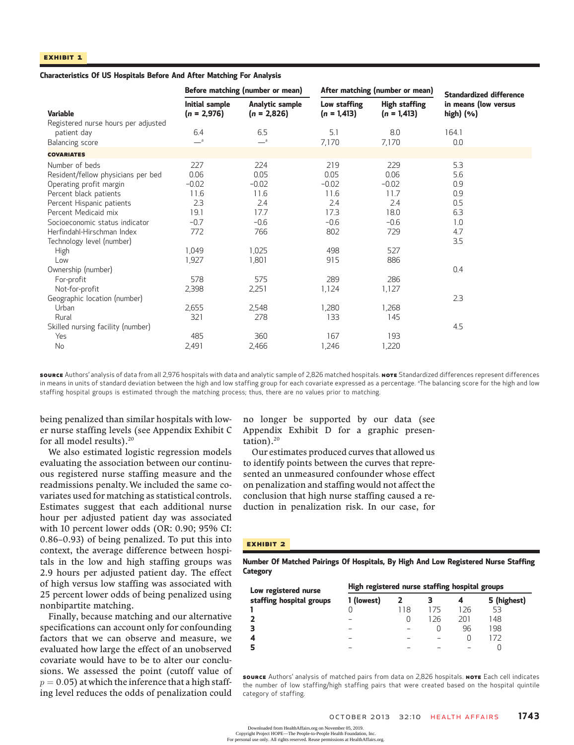**EXHIBIT 1**

**Characteristics Of US Hospitals Before And After Matching For Analysis**

| Variable | Before matching (number or mean) | | After matching (number or mean) | | Standardized difference in means (low versus high) (%) |
|---|---|---|---|---|---|
| | Initial sample ($n$ = 2,976) | Analytic sample ($n$ = 2,826) | Low staffing ($n$ = 1,413) | High staffing ($n$ = 1,413) | |
| Registered nurse hours per adjusted patient day | 6.4 | 6.5 | 5.1 | 8.0 | 164.1 |
| Balancing score | —[a] | —[a] | 7,170 | 7,170 | 0.0 |
| **COVARIATES** | | | | | |
| Number of beds | 227 | 224 | 219 | 229 | 5.3 |
| Resident/fellow physicians per bed | 0.06 | 0.05 | 0.05 | 0.06 | 5.6 |
| Operating profit margin | −0.02 | −0.02 | −0.02 | −0.02 | 0.9 |
| Percent black patients | 11.6 | 11.6 | 11.6 | 11.7 | 0.9 |
| Percent Hispanic patients | 2.3 | 2.4 | 2.4 | 2.4 | 0.5 |
| Percent Medicaid mix | 19.1 | 17.7 | 17.3 | 18.0 | 6.3 |
| Socioeconomic status indicator | −0.7 | −0.6 | −0.6 | −0.6 | 1.0 |
| Herfindahl-Hirschman Index | 772 | 766 | 802 | 729 | 4.7 |
| Technology level (number) | | | | | 3.5 |
| High | 1,049 | 1,025 | 498 | 527 | |
| Low | 1,927 | 1,801 | 915 | 886 | |
| Ownership (number) | | | | | 0.4 |
| For-profit | 578 | 575 | 289 | 286 | |
| Not-for-profit | 2,398 | 2,251 | 1,124 | 1,127 | |
| Geographic location (number) | | | | | 2.3 |
| Urban | 2,655 | 2,548 | 1,280 | 1,268 | |
| Rural | 321 | 278 | 133 | 145 | |
| Skilled nursing facility (number) | | | | | 4.5 |
| Yes | 485 | 360 | 167 | 193 | |
| No | 2,491 | 2,466 | 1,246 | 1,220 | |

**SOURCE** Authors' analysis of data from all 2,976 hospitals with data and analytic sample of 2,826 matched hospitals. **NOTE** Standardized differences represent differences in means in units of standard deviation between the high and low staffing group for each covariate expressed as a percentage. [a]The balancing score for the high and low staffing hospital groups is estimated through the matching process; thus, there are no values prior to matching.

being penalized than similar hospitals with lower nurse staffing levels (see Appendix Exhibit C for all model results).[20]

We also estimated logistic regression models evaluating the association between our continuous registered nurse staffing measure and the readmissions penalty. We included the same covariates used for matching as statistical controls. Estimates suggest that each additional nurse hour per adjusted patient day was associated with 10 percent lower odds (OR: 0.90; 95% CI: 0.86–0.93) of being penalized. To put this into context, the average difference between hospitals in the low and high staffing groups was 2.9 hours per adjusted patient day. The effect of high versus low staffing was associated with 25 percent lower odds of being penalized using nonbipartite matching.

Finally, because matching and our alternative specifications can account only for confounding factors that we can observe and measure, we evaluated how large the effect of an unobserved covariate would have to be to alter our conclusions. We assessed the point (cutoff value of $p = 0.05$) at which the inference that a high staffing level reduces the odds of penalization could no longer be supported by our data (see Appendix Exhibit D for a graphic presentation).[20]

Our estimates produced curves that allowed us to identify points between the curves that represented an unmeasured confounder whose effect on penalization and staffing would not affect the conclusion that high nurse staffing caused a reduction in penalization risk. In our case, for

**EXHIBIT 2**

**Number Of Matched Pairings Of Hospitals, By High And Low Registered Nurse Staffing Category**

| Low registered nurse staffing hospital groups | High registered nurse staffing hospital groups | | | | |
|---|---|---|---|---|---|
| | 1 (lowest) | 2 | 3 | 4 | 5 (highest) |
| **1** | 0 | 118 | 175 | 126 | 53 |
| **2** | – | 0 | 126 | 201 | 148 |
| **3** | – | – | 0 | 96 | 198 |
| **4** | – | – | – | 0 | 172 |
| **5** | – | – | – | – | 0 |

**SOURCE** Authors' analysis of matched pairs from data on 2,826 hospitals. **NOTE** Each cell indicates the number of low staffing/high staffing pairs that were created based on the hospital quintile category of staffing.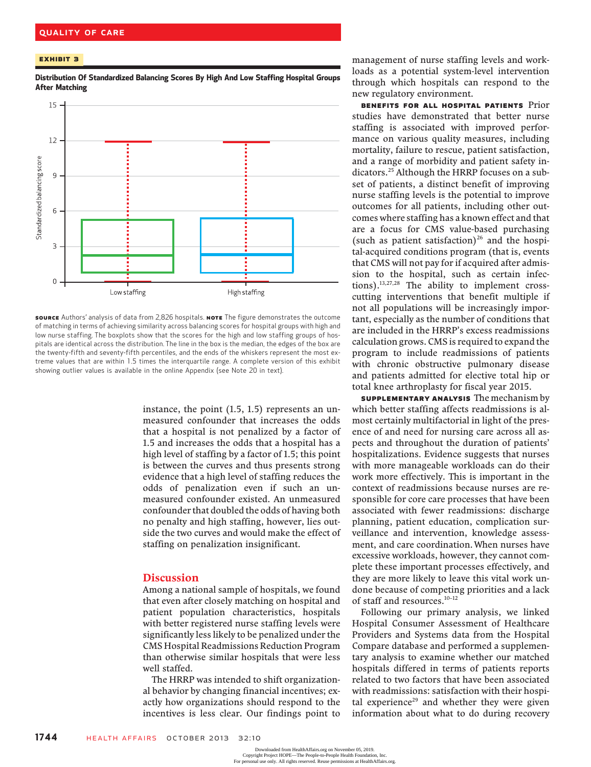**EXHIBIT 3**

**Distribution Of Standardized Balancing Scores By High And Low Staffing Hospital Groups After Matching**

Standardized balancing score

15

12

9

6

3

0

Low staffing

High staffing

**SOURCE** Authors' analysis of data from 2,826 hospitals. **NOTE** The figure demonstrates the outcome of matching in terms of achieving similarity across balancing scores for hospital groups with high and low nurse staffing. The boxplots show that the scores for the high and low staffing groups of hospitals are identical across the distribution. The line in the box is the median, the edges of the box are the twenty-fifth and seventy-fifth percentiles, and the ends of the whiskers represent the most extreme values that are within 1.5 times the interquartile range. A complete version of this exhibit showing outlier values is available in the online Appendix (see Note 20 in text).

instance, the point (1.5, 1.5) represents an unmeasured confounder that increases the odds that a hospital is not penalized by a factor of 1.5 and increases the odds that a hospital has a high level of staffing by a factor of 1.5; this point is between the curves and thus presents strong evidence that a high level of staffing reduces the odds of penalization even if such an unmeasured confounder existed. An unmeasured confounder that doubled the odds of having both no penalty and high staffing, however, lies outside the two curves and would make the effect of staffing on penalization insignificant.

## Discussion

Among a national sample of hospitals, we found that even after closely matching on hospital and patient population characteristics, hospitals with better registered nurse staffing levels were significantly less likely to be penalized under the CMS Hospital Readmissions Reduction Program than otherwise similar hospitals that were less well staffed.

The HRRP was intended to shift organizational behavior by changing financial incentives; exactly how organizations should respond to the incentives is less clear. Our findings point to management of nurse staffing levels and workloads as a potential system-level intervention through which hospitals can respond to the new regulatory environment.

**BENEFITS FOR ALL HOSPITAL PATIENTS** Prior studies have demonstrated that better nurse staffing is associated with improved performance on various quality measures, including mortality, failure to rescue, patient satisfaction, and a range of morbidity and patient safety indicators.[25] Although the HRRP focuses on a subset of patients, a distinct benefit of improving nurse staffing levels is the potential to improve outcomes for all patients, including other outcomes where staffing has a known effect and that are a focus for CMS value-based purchasing (such as patient satisfaction)[26] and the hospital-acquired conditions program (that is, events that CMS will not pay for if acquired after admission to the hospital, such as certain infections).[13,27,28] The ability to implement cross-cutting interventions that benefit multiple if not all populations will be increasingly important, especially as the number of conditions that are included in the HRRP's excess readmissions calculation grows. CMS is required to expand the program to include readmissions of patients with chronic obstructive pulmonary disease and patients admitted for elective total hip or total knee arthroplasty for fiscal year 2015.

**SUPPLEMENTARY ANALYSIS** The mechanism by which better staffing affects readmissions is almost certainly multifactorial in light of the presence of and need for nursing care across all aspects and throughout the duration of patients' hospitalizations. Evidence suggests that nurses with more manageable workloads can do their work more effectively. This is important in the context of readmissions because nurses are responsible for core care processes that have been associated with fewer readmissions: discharge planning, patient education, complication surveillance and intervention, knowledge assessment, and care coordination. When nurses have excessive workloads, however, they cannot complete these important processes effectively, and they are more likely to leave this vital work undone because of competing priorities and a lack of staff and resources.[10–12]

Following our primary analysis, we linked Hospital Consumer Assessment of Healthcare Providers and Systems data from the Hospital Compare database and performed a supplementary analysis to examine whether our matched hospitals differed in terms of patients reports related to two factors that have been associated with readmissions: satisfaction with their hospital experience[29] and whether they were given information about what to do during recovery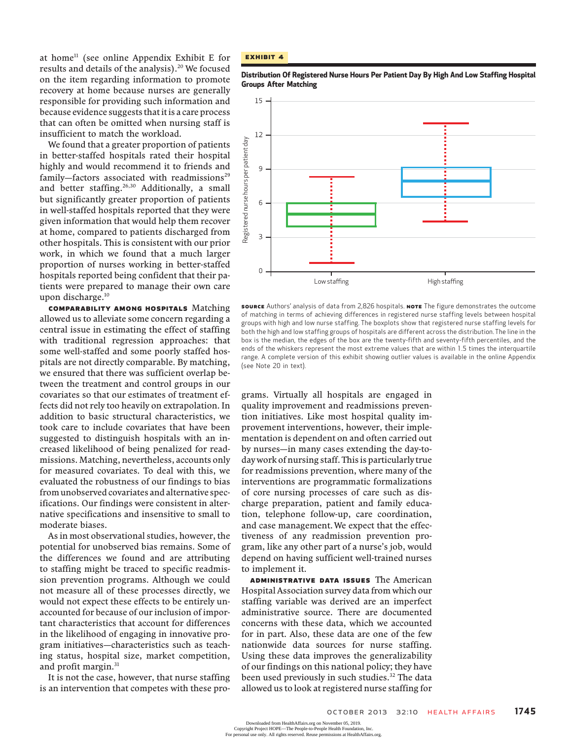at home[11] (see online Appendix Exhibit E for results and details of the analysis).[20] We focused on the item regarding information to promote recovery at home because nurses are generally responsible for providing such information and because evidence suggests that it is a care process that can often be omitted when nursing staff is insufficient to match the workload.

We found that a greater proportion of patients in better-staffed hospitals rated their hospital highly and would recommend it to friends and family—factors associated with readmissions[29] and better staffing.[26,30] Additionally, a small but significantly greater proportion of patients in well-staffed hospitals reported that they were given information that would help them recover at home, compared to patients discharged from other hospitals. This is consistent with our prior work, in which we found that a much larger proportion of nurses working in better-staffed hospitals reported being confident that their patients were prepared to manage their own care upon discharge.[10]

**COMPARABILITY AMONG HOSPITALS** Matching allowed us to alleviate some concern regarding a central issue in estimating the effect of staffing with traditional regression approaches: that some well-staffed and some poorly staffed hospitals are not directly comparable. By matching, we ensured that there was sufficient overlap between the treatment and control groups in our covariates so that our estimates of treatment effects did not rely too heavily on extrapolation. In addition to basic structural characteristics, we took care to include covariates that have been suggested to distinguish hospitals with an increased likelihood of being penalized for readmissions. Matching, nevertheless, accounts only for measured covariates. To deal with this, we evaluated the robustness of our findings to bias from unobserved covariates and alternative specifications. Our findings were consistent in alternative specifications and insensitive to small to moderate biases.

As in most observational studies, however, the potential for unobserved bias remains. Some of the differences we found and are attributing to staffing might be traced to specific readmission prevention programs. Although we could not measure all of these processes directly, we would not expect these effects to be entirely unaccounted for because of our inclusion of important characteristics that account for differences in the likelihood of engaging in innovative program initiatives—characteristics such as teaching status, hospital size, market competition, and profit margin.[31]

It is not the case, however, that nurse staffing is an intervention that competes with these programs. Virtually all hospitals are engaged in quality improvement and readmissions prevention initiatives. Like most hospital quality improvement interventions, however, their implementation is dependent on and often carried out by nurses—in many cases extending the day-to-day work of nursing staff. This is particularly true for readmissions prevention, where many of the interventions are programmatic formalizations of core nursing processes of care such as discharge preparation, patient and family education, telephone follow-up, care coordination, and case management. We expect that the effectiveness of any readmission prevention program, like any other part of a nurse's job, would depend on having sufficient well-trained nurses to implement it.

**ADMINISTRATIVE DATA ISSUES** The American Hospital Association survey data from which our staffing variable was derived are an imperfect administrative source. There are documented concerns with these data, which we accounted for in part. Also, these data are one of the few nationwide data sources for nurse staffing. Using these data improves the generalizability of our findings on this national policy; they have been used previously in such studies.[32] The data allowed us to look at registered nurse staffing for

**EXHIBIT 4**

**Distribution Of Registered Nurse Hours Per Patient Day By High And Low Staffing Hospital Groups After Matching**

**SOURCE** Authors' analysis of data from 2,826 hospitals. **NOTE** The figure demonstrates the outcome of matching in terms of achieving differences in registered nurse staffing levels between hospital groups with high and low nurse staffing. The boxplots show that registered nurse staffing levels for both the high and low staffing groups of hospitals are different across the distribution. The line in the box is the median, the edges of the box are the twenty-fifth and seventy-fifth percentiles, and the ends of the whiskers represent the most extreme values that are within 1.5 times the interquartile range. A complete version of this exhibit showing outlier values is available in the online Appendix (see Note 20 in text).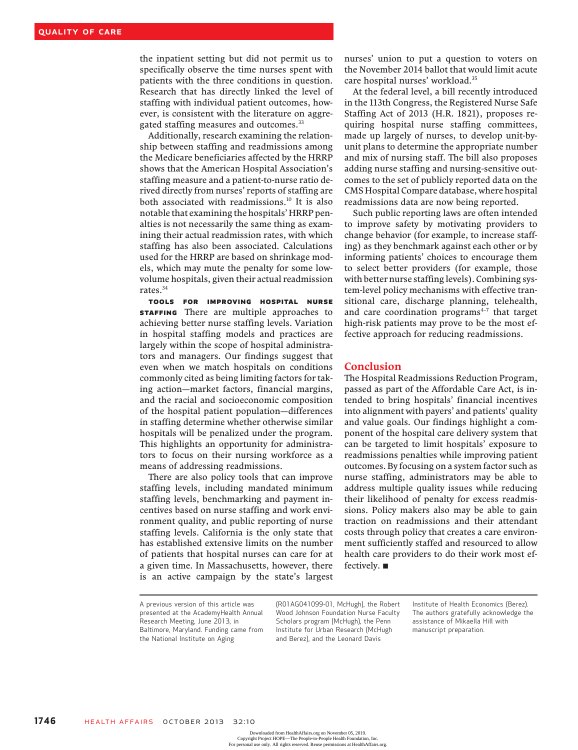the inpatient setting but did not permit us to specifically observe the time nurses spent with patients with the three conditions in question. Research that has directly linked the level of staffing with individual patient outcomes, however, is consistent with the literature on aggregated staffing measures and outcomes.[33]

Additionally, research examining the relationship between staffing and readmissions among the Medicare beneficiaries affected by the HRRP shows that the American Hospital Association's staffing measure and a patient-to-nurse ratio derived directly from nurses' reports of staffing are both associated with readmissions.[10] It is also notable that examining the hospitals' HRRP penalties is not necessarily the same thing as examining their actual readmission rates, with which staffing has also been associated. Calculations used for the HRRP are based on shrinkage models, which may mute the penalty for some low-volume hospitals, given their actual readmission rates.[34]

**TOOLS FOR IMPROVING HOSPITAL NURSE STAFFING** There are multiple approaches to achieving better nurse staffing levels. Variation in hospital staffing models and practices are largely within the scope of hospital administrators and managers. Our findings suggest that even when we match hospitals on conditions commonly cited as being limiting factors for taking action—market factors, financial margins, and the racial and socioeconomic composition of the hospital patient population—differences in staffing determine whether otherwise similar hospitals will be penalized under the program. This highlights an opportunity for administrators to focus on their nursing workforce as a means of addressing readmissions.

There are also policy tools that can improve staffing levels, including mandated minimum staffing levels, benchmarking and payment incentives based on nurse staffing and work environment quality, and public reporting of nurse staffing levels. California is the only state that has established extensive limits on the number of patients that hospital nurses can care for at a given time. In Massachusetts, however, there is an active campaign by the state's largest nurses' union to put a question to voters on the November 2014 ballot that would limit acute care hospital nurses' workload.[35]

At the federal level, a bill recently introduced in the 113th Congress, the Registered Nurse Safe Staffing Act of 2013 (H.R. 1821), proposes requiring hospital nurse staffing committees, made up largely of nurses, to develop unit-by-unit plans to determine the appropriate number and mix of nursing staff. The bill also proposes adding nurse staffing and nursing-sensitive outcomes to the set of publicly reported data on the CMS Hospital Compare database, where hospital readmissions data are now being reported.

Such public reporting laws are often intended to improve safety by motivating providers to change behavior (for example, to increase staffing) as they benchmark against each other or by informing patients' choices to encourage them to select better providers (for example, those with better nurse staffing levels). Combining system-level policy mechanisms with effective transitional care, discharge planning, telehealth, and care coordination programs[4–7] that target high-risk patients may prove to be the most effective approach for reducing readmissions.

## Conclusion

The Hospital Readmissions Reduction Program, passed as part of the Affordable Care Act, is intended to bring hospitals' financial incentives into alignment with payers' and patients' quality and value goals. Our findings highlight a component of the hospital care delivery system that can be targeted to limit hospitals' exposure to readmissions penalties while improving patient outcomes. By focusing on a system factor such as nurse staffing, administrators may be able to address multiple quality issues while reducing their likelihood of penalty for excess readmissions. Policy makers also may be able to gain traction on readmissions and their attendant costs through policy that creates a care environment sufficiently staffed and resourced to allow health care providers to do their work most effectively. ■

A previous version of this article was presented at the AcademyHealth Annual Research Meeting, June 2013, in Baltimore, Maryland. Funding came from the National Institute on Aging (R01AG041099-01, McHugh), the Robert Wood Johnson Foundation Nurse Faculty Scholars program (McHugh), the Penn Institute for Urban Research (McHugh and Berez), and the Leonard Davis Institute of Health Economics (Berez). The authors gratefully acknowledge the assistance of Mikaella Hill with manuscript preparation.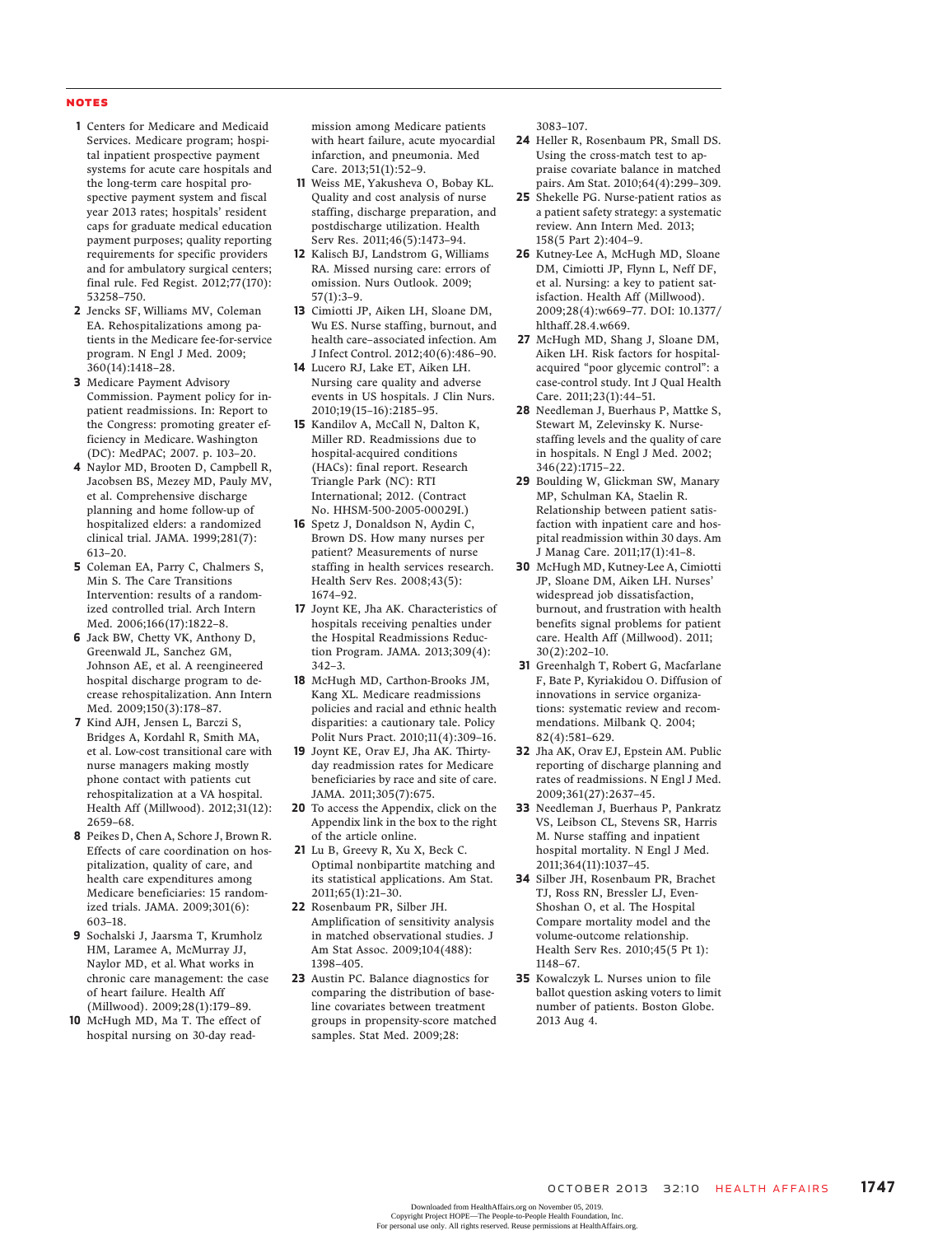## NOTES

1. Centers for Medicare and Medicaid Services. Medicare program; hospital inpatient prospective payment systems for acute care hospitals and the long-term care hospital prospective payment system and fiscal year 2013 rates; hospitals' resident caps for graduate medical education payment purposes; quality reporting requirements for specific providers and for ambulatory surgical centers; final rule. Fed Regist. 2012;77(170): 53258–750.
2. Jencks SF, Williams MV, Coleman EA. Rehospitalizations among patients in the Medicare fee-for-service program. N Engl J Med. 2009; 360(14):1418–28.
3. Medicare Payment Advisory Commission. Payment policy for inpatient readmissions. In: Report to the Congress: promoting greater efficiency in Medicare. Washington (DC): MedPAC; 2007. p. 103–20.
4. Naylor MD, Brooten D, Campbell R, Jacobsen BS, Mezey MD, Pauly MV, et al. Comprehensive discharge planning and home follow-up of hospitalized elders: a randomized clinical trial. JAMA. 1999;281(7): 613–20.
5. Coleman EA, Parry C, Chalmers S, Min S. The Care Transitions Intervention: results of a randomized controlled trial. Arch Intern Med. 2006;166(17):1822–8.
6. Jack BW, Chetty VK, Anthony D, Greenwald JL, Sanchez GM, Johnson AE, et al. A reengineered hospital discharge program to decrease rehospitalization. Ann Intern Med. 2009;150(3):178–87.
7. Kind AJH, Jensen L, Barczi S, Bridges A, Kordahl R, Smith MA, et al. Low-cost transitional care with nurse managers making mostly phone contact with patients cut rehospitalization at a VA hospital. Health Aff (Millwood). 2012;31(12): 2659–68.
8. Peikes D, Chen A, Schore J, Brown R. Effects of care coordination on hospitalization, quality of care, and health care expenditures among Medicare beneficiaries: 15 randomized trials. JAMA. 2009;301(6): 603–18.
9. Sochalski J, Jaarsma T, Krumholz HM, Laramee A, McMurray JJ, Naylor MD, et al. What works in chronic care management: the case of heart failure. Health Aff (Millwood). 2009;28(1):179–89.
10. McHugh MD, Ma T. The effect of hospital nursing on 30-day readmission among Medicare patients with heart failure, acute myocardial infarction, and pneumonia. Med Care. 2013;51(1):52–9.
11. Weiss ME, Yakusheva O, Bobay KL. Quality and cost analysis of nurse staffing, discharge preparation, and postdischarge utilization. Health Serv Res. 2011;46(5):1473–94.
12. Kalisch BJ, Landstrom G, Williams RA. Missed nursing care: errors of omission. Nurs Outlook. 2009; 57(1):3–9.
13. Cimiotti JP, Aiken LH, Sloane DM, Wu ES. Nurse staffing, burnout, and health care–associated infection. Am J Infect Control. 2012;40(6):486–90.
14. Lucero RJ, Lake ET, Aiken LH. Nursing care quality and adverse events in US hospitals. J Clin Nurs. 2010;19(15–16):2185–95.
15. Kandilov A, McCall N, Dalton K, Miller RD. Readmissions due to hospital-acquired conditions (HACs): final report. Research Triangle Park (NC): RTI International; 2012. (Contract No. HHSM-500-2005-00029I.)
16. Spetz J, Donaldson N, Aydin C, Brown DS. How many nurses per patient? Measurements of nurse staffing in health services research. Health Serv Res. 2008;43(5): 1674–92.
17. Joynt KE, Jha AK. Characteristics of hospitals receiving penalties under the Hospital Readmissions Reduction Program. JAMA. 2013;309(4): 342–3.
18. McHugh MD, Carthon-Brooks JM, Kang XL. Medicare readmissions policies and racial and ethnic health disparities: a cautionary tale. Policy Polit Nurs Pract. 2010;11(4):309–16.
19. Joynt KE, Orav EJ, Jha AK. Thirty-day readmission rates for Medicare beneficiaries by race and site of care. JAMA. 2011;305(7):675.
20. To access the Appendix, click on the Appendix link in the box to the right of the article online.
21. Lu B, Greevy R, Xu X, Beck C. Optimal nonbipartite matching and its statistical applications. Am Stat. 2011;65(1):21–30.
22. Rosenbaum PR, Silber JH. Amplification of sensitivity analysis in matched observational studies. J Am Stat Assoc. 2009;104(488): 1398–405.
23. Austin PC. Balance diagnostics for comparing the distribution of baseline covariates between treatment groups in propensity-score matched samples. Stat Med. 2009;28: 3083–107.
24. Heller R, Rosenbaum PR, Small DS. Using the cross-match test to appraise covariate balance in matched pairs. Am Stat. 2010;64(4):299–309.
25. Shekelle PG. Nurse-patient ratios as a patient safety strategy: a systematic review. Ann Intern Med. 2013; 158(5 Part 2):404–9.
26. Kutney-Lee A, McHugh MD, Sloane DM, Cimiotti JP, Flynn L, Neff DF, et al. Nursing: a key to patient satisfaction. Health Aff (Millwood). 2009;28(4):w669–77. DOI: 10.1377/hlthaff.28.4.w669.
27. McHugh MD, Shang J, Sloane DM, Aiken LH. Risk factors for hospital-acquired "poor glycemic control": a case-control study. Int J Qual Health Care. 2011;23(1):44–51.
28. Needleman J, Buerhaus P, Mattke S, Stewart M, Zelevinsky K. Nurse-staffing levels and the quality of care in hospitals. N Engl J Med. 2002; 346(22):1715–22.
29. Boulding W, Glickman SW, Manary MP, Schulman KA, Staelin R. Relationship between patient satisfaction with inpatient care and hospital readmission within 30 days. Am J Manag Care. 2011;17(1):41–8.
30. McHugh MD, Kutney-Lee A, Cimiotti JP, Sloane DM, Aiken LH. Nurses' widespread job dissatisfaction, burnout, and frustration with health benefits signal problems for patient care. Health Aff (Millwood). 2011; 30(2):202–10.
31. Greenhalgh T, Robert G, Macfarlane F, Bate P, Kyriakidou O. Diffusion of innovations in service organizations: systematic review and recommendations. Milbank Q. 2004; 82(4):581–629.
32. Jha AK, Orav EJ, Epstein AM. Public reporting of discharge planning and rates of readmissions. N Engl J Med. 2009;361(27):2637–45.
33. Needleman J, Buerhaus P, Pankratz VS, Leibson CL, Stevens SR, Harris M. Nurse staffing and inpatient hospital mortality. N Engl J Med. 2011;364(11):1037–45.
34. Silber JH, Rosenbaum PR, Brachet TJ, Ross RN, Bressler LJ, Even-Shoshan O, et al. The Hospital Compare mortality model and the volume-outcome relationship. Health Serv Res. 2010;45(5 Pt 1): 1148–67.
35. Kowalczyk L. Nurses union to file ballot question asking voters to limit number of patients. Boston Globe. 2013 Aug 4.